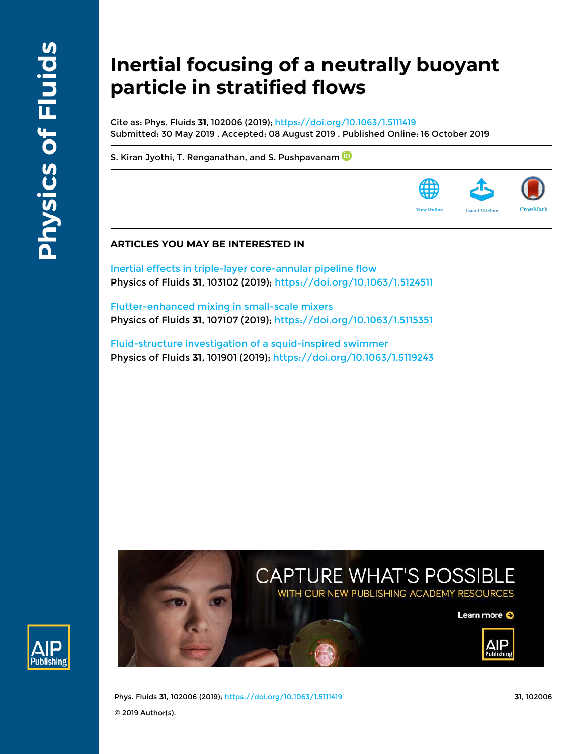# Inertial focusing of a neutrally buoyant particle in stratified flows

Cite as: Phys. Fluids **31**, 102006 (2019); https://doi.org/10.1063/1.5111419
Submitted: 30 May 2019 . Accepted: 08 August 2019 . Published Online: 16 October 2019

S. Kiran Jyothi, T. Renganathan, and S. Pushpavanam

View Online | Export Citation | CrossMark

## ARTICLES YOU MAY BE INTERESTED IN

Inertial effects in triple-layer core-annular pipeline flow
Physics of Fluids **31**, 103102 (2019); https://doi.org/10.1063/1.5124511

Flutter-enhanced mixing in small-scale mixers
Physics of Fluids **31**, 107107 (2019); https://doi.org/10.1063/1.5115351

Fluid-structure investigation of a squid-inspired swimmer
Physics of Fluids **31**, 101901 (2019); https://doi.org/10.1063/1.5119243

© 2019 Author(s).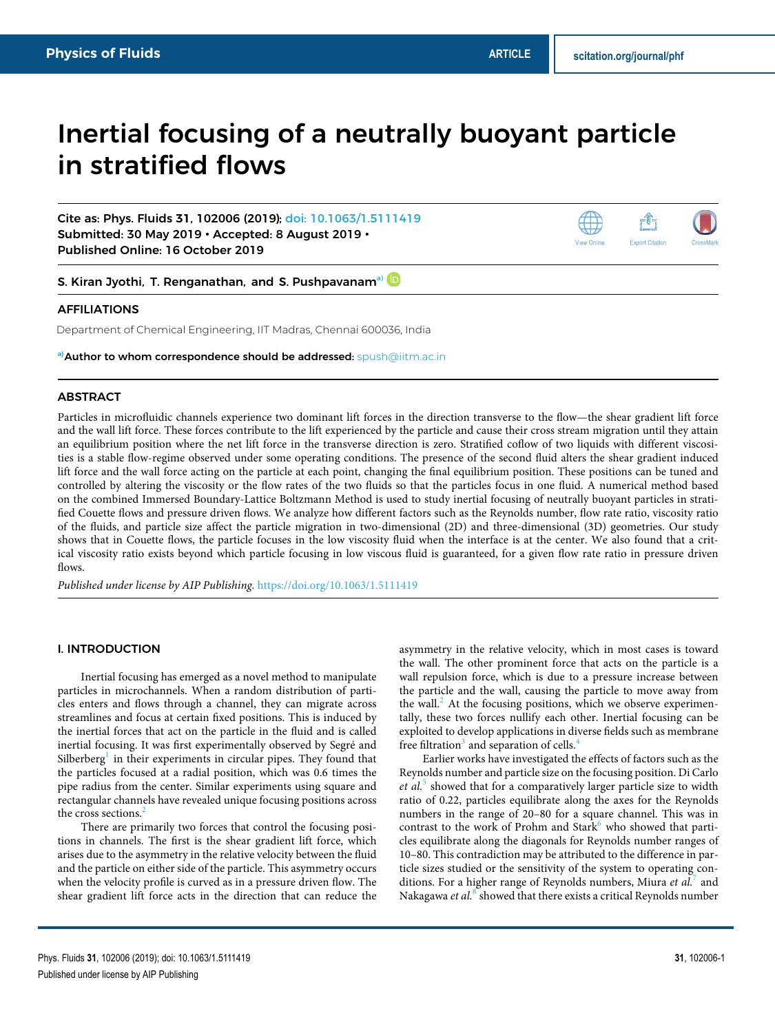# Inertial focusing of a neutrally buoyant particle in stratified flows

Cite as: Phys. Fluids 31, 102006 (2019); doi: 10.1063/1.5111419
Submitted: 30 May 2019 • Accepted: 8 August 2019 •
Published Online: 16 October 2019

S. Kiran Jyothi, T. Renganathan, and S. Pushpavanam[a)]

## AFFILIATIONS

Department of Chemical Engineering, IIT Madras, Chennai 600036, India

[a)]Author to whom correspondence should be addressed: spush@iitm.ac.in

## ABSTRACT

Particles in microfluidic channels experience two dominant lift forces in the direction transverse to the flow—the shear gradient lift force and the wall lift force. These forces contribute to the lift experienced by the particle and cause their cross stream migration until they attain an equilibrium position where the net lift force in the transverse direction is zero. Stratified coflow of two liquids with different viscosities is a stable flow-regime observed under some operating conditions. The presence of the second fluid alters the shear gradient induced lift force and the wall force acting on the particle at each point, changing the final equilibrium position. These positions can be tuned and controlled by altering the viscosity or the flow rates of the two fluids so that the particles focus in one fluid. A numerical method based on the combined Immersed Boundary-Lattice Boltzmann Method is used to study inertial focusing of neutrally buoyant particles in stratified Couette flows and pressure driven flows. We analyze how different factors such as the Reynolds number, flow rate ratio, viscosity ratio of the fluids, and particle size affect the particle migration in two-dimensional (2D) and three-dimensional (3D) geometries. Our study shows that in Couette flows, the particle focuses in the low viscosity fluid when the interface is at the center. We also found that a critical viscosity ratio exists beyond which particle focusing in low viscous fluid is guaranteed, for a given flow rate ratio in pressure driven flows.

*Published under license by AIP Publishing.* https://doi.org/10.1063/1.5111419

## I. INTRODUCTION

Inertial focusing has emerged as a novel method to manipulate particles in microchannels. When a random distribution of particles enters and flows through a channel, they can migrate across streamlines and focus at certain fixed positions. This is induced by the inertial forces that act on the particle in the fluid and is called inertial focusing. It was first experimentally observed by Segré and Silberberg[1] in their experiments in circular pipes. They found that the particles focused at a radial position, which was 0.6 times the pipe radius from the center. Similar experiments using square and rectangular channels have revealed unique focusing positions across the cross sections.[2]

There are primarily two forces that control the focusing positions in channels. The first is the shear gradient lift force, which arises due to the asymmetry in the relative velocity between the fluid and the particle on either side of the particle. This asymmetry occurs when the velocity profile is curved as in a pressure driven flow. The shear gradient lift force acts in the direction that can reduce the asymmetry in the relative velocity, which in most cases is toward the wall. The other prominent force that acts on the particle is a wall repulsion force, which is due to a pressure increase between the particle and the wall, causing the particle to move away from the wall.[2] At the focusing positions, which we observe experimentally, these two forces nullify each other. Inertial focusing can be exploited to develop applications in diverse fields such as membrane free filtration[3] and separation of cells.[4]

Earlier works have investigated the effects of factors such as the Reynolds number and particle size on the focusing position. Di Carlo *et al.*[5] showed that for a comparatively larger particle size to width ratio of 0.22, particles equilibrate along the axes for the Reynolds numbers in the range of 20–80 for a square channel. This was in contrast to the work of Prohm and Stark[6] who showed that particles equilibrate along the diagonals for Reynolds number ranges of 10–80. This contradiction may be attributed to the difference in particle sizes studied or the sensitivity of the system to operating conditions. For a higher range of Reynolds numbers, Miura *et al.*[7] and Nakagawa *et al.*[8] showed that there exists a critical Reynolds number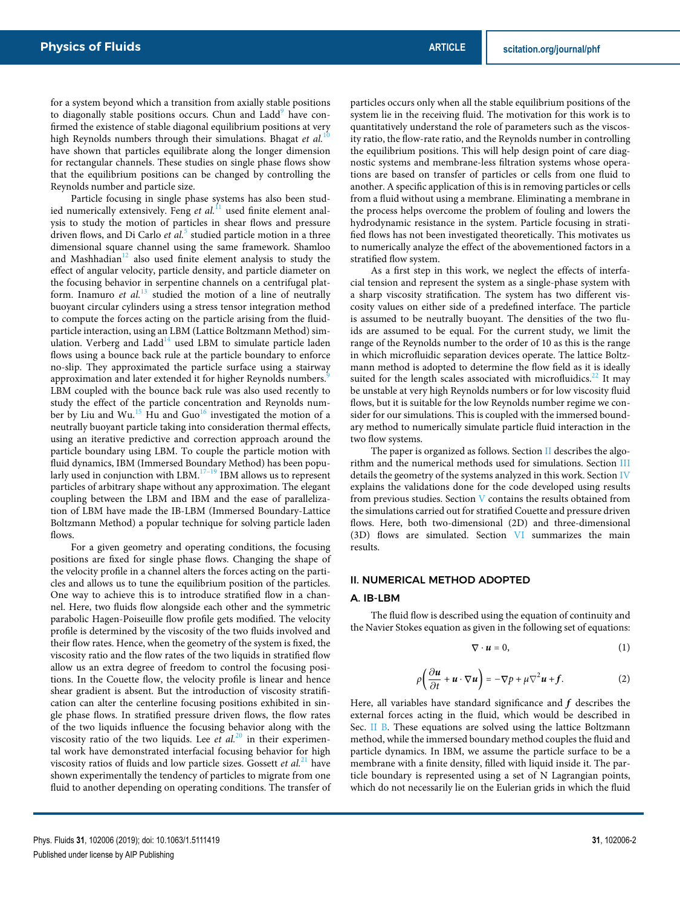for a system beyond which a transition from axially stable positions to diagonally stable positions occurs. Chun and Ladd[9] have confirmed the existence of stable diagonal equilibrium positions at very high Reynolds numbers through their simulations. Bhagat *et al.*[10] have shown that particles equilibrate along the longer dimension for rectangular channels. These studies on single phase flows show that the equilibrium positions can be changed by controlling the Reynolds number and particle size.

Particle focusing in single phase systems has also been studied numerically extensively. Feng *et al.*[11] used finite element analysis to study the motion of particles in shear flows and pressure driven flows, and Di Carlo *et al.*[5] studied particle motion in a three dimensional square channel using the same framework. Shamloo and Mashhadian[12] also used finite element analysis to study the effect of angular velocity, particle density, and particle diameter on the focusing behavior in serpentine channels on a centrifugal platform. Inamuro *et al.*[13] studied the motion of a line of neutrally buoyant circular cylinders using a stress tensor integration method to compute the forces acting on the particle arising from the fluid-particle interaction, using an LBM (Lattice Boltzmann Method) simulation. Verberg and Ladd[14] used LBM to simulate particle laden flows using a bounce back rule at the particle boundary to enforce no-slip. They approximated the particle surface using a stairway approximation and later extended it for higher Reynolds numbers.[9] LBM coupled with the bounce back rule was also used recently to study the effect of the particle concentration and Reynolds number by Liu and Wu.[15] Hu and Guo[16] investigated the motion of a neutrally buoyant particle taking into consideration thermal effects, using an iterative predictive and correction approach around the particle boundary using LBM. To couple the particle motion with fluid dynamics, IBM (Immersed Boundary Method) has been popularly used in conjunction with LBM.[17–19] IBM allows us to represent particles of arbitrary shape without any approximation. The elegant coupling between the LBM and IBM and the ease of parallelization of LBM have made the IB-LBM (Immersed Boundary-Lattice Boltzmann Method) a popular technique for solving particle laden flows.

For a given geometry and operating conditions, the focusing positions are fixed for single phase flows. Changing the shape of the velocity profile in a channel alters the forces acting on the particles and allows us to tune the equilibrium position of the particles. One way to achieve this is to introduce stratified flow in a channel. Here, two fluids flow alongside each other and the symmetric parabolic Hagen-Poiseuille flow profile gets modified. The velocity profile is determined by the viscosity of the two fluids involved and their flow rates. Hence, when the geometry of the system is fixed, the viscosity ratio and the flow rates of the two liquids in stratified flow allow us an extra degree of freedom to control the focusing positions. In the Couette flow, the velocity profile is linear and hence shear gradient is absent. But the introduction of viscosity stratification can alter the centerline focusing positions exhibited in single phase flows. In stratified pressure driven flows, the flow rates of the two liquids influence the focusing behavior along with the viscosity ratio of the two liquids. Lee *et al.*[20] in their experimental work have demonstrated interfacial focusing behavior for high viscosity ratios of fluids and low particle sizes. Gossett *et al.*[21] have shown experimentally the tendency of particles to migrate from one fluid to another depending on operating conditions. The transfer of particles occurs only when all the stable equilibrium positions of the system lie in the receiving fluid. The motivation for this work is to quantitatively understand the role of parameters such as the viscosity ratio, the flow-rate ratio, and the Reynolds number in controlling the equilibrium positions. This will help design point of care diagnostic systems and membrane-less filtration systems whose operations are based on transfer of particles or cells from one fluid to another. A specific application of this is in removing particles or cells from a fluid without using a membrane. Eliminating a membrane in the process helps overcome the problem of fouling and lowers the hydrodynamic resistance in the system. Particle focusing in stratified flows has not been investigated theoretically. This motivates us to numerically analyze the effect of the abovementioned factors in a stratified flow system.

As a first step in this work, we neglect the effects of interfacial tension and represent the system as a single-phase system with a sharp viscosity stratification. The system has two different viscosity values on either side of a predefined interface. The particle is assumed to be neutrally buoyant. The densities of the two fluids are assumed to be equal. For the current study, we limit the range of the Reynolds number to the order of 10 as this is the range in which microfluidic separation devices operate. The lattice Boltzmann method is adopted to determine the flow field as it is ideally suited for the length scales associated with microfluidics.[22] It may be unstable at very high Reynolds numbers or for low viscosity fluid flows, but it is suitable for the low Reynolds number regime we consider for our simulations. This is coupled with the immersed boundary method to numerically simulate particle fluid interaction in the two flow systems.

The paper is organized as follows. Section II describes the algorithm and the numerical methods used for simulations. Section III details the geometry of the systems analyzed in this work. Section IV explains the validations done for the code developed using results from previous studies. Section V contains the results obtained from the simulations carried out for stratified Couette and pressure driven flows. Here, both two-dimensional (2D) and three-dimensional (3D) flows are simulated. Section VI summarizes the main results.

## II. NUMERICAL METHOD ADOPTED

### A. IB-LBM

The fluid flow is described using the equation of continuity and the Navier Stokes equation as given in the following set of equations:

$$\nabla \cdot \boldsymbol{u} = 0, \tag{1}$$

$$\rho\left(\frac{\partial \boldsymbol{u}}{\partial t} + \boldsymbol{u} \cdot \nabla \boldsymbol{u}\right) = -\nabla p + \mu \nabla^2 \boldsymbol{u} + \boldsymbol{f}. \tag{2}$$

Here, all variables have standard significance and $\boldsymbol{f}$ describes the external forces acting in the fluid, which would be described in Sec. II B. These equations are solved using the lattice Boltzmann method, while the immersed boundary method couples the fluid and particle dynamics. In IBM, we assume the particle surface to be a membrane with a finite density, filled with liquid inside it. The particle boundary is represented using a set of N Lagrangian points, which do not necessarily lie on the Eulerian grids in which the fluid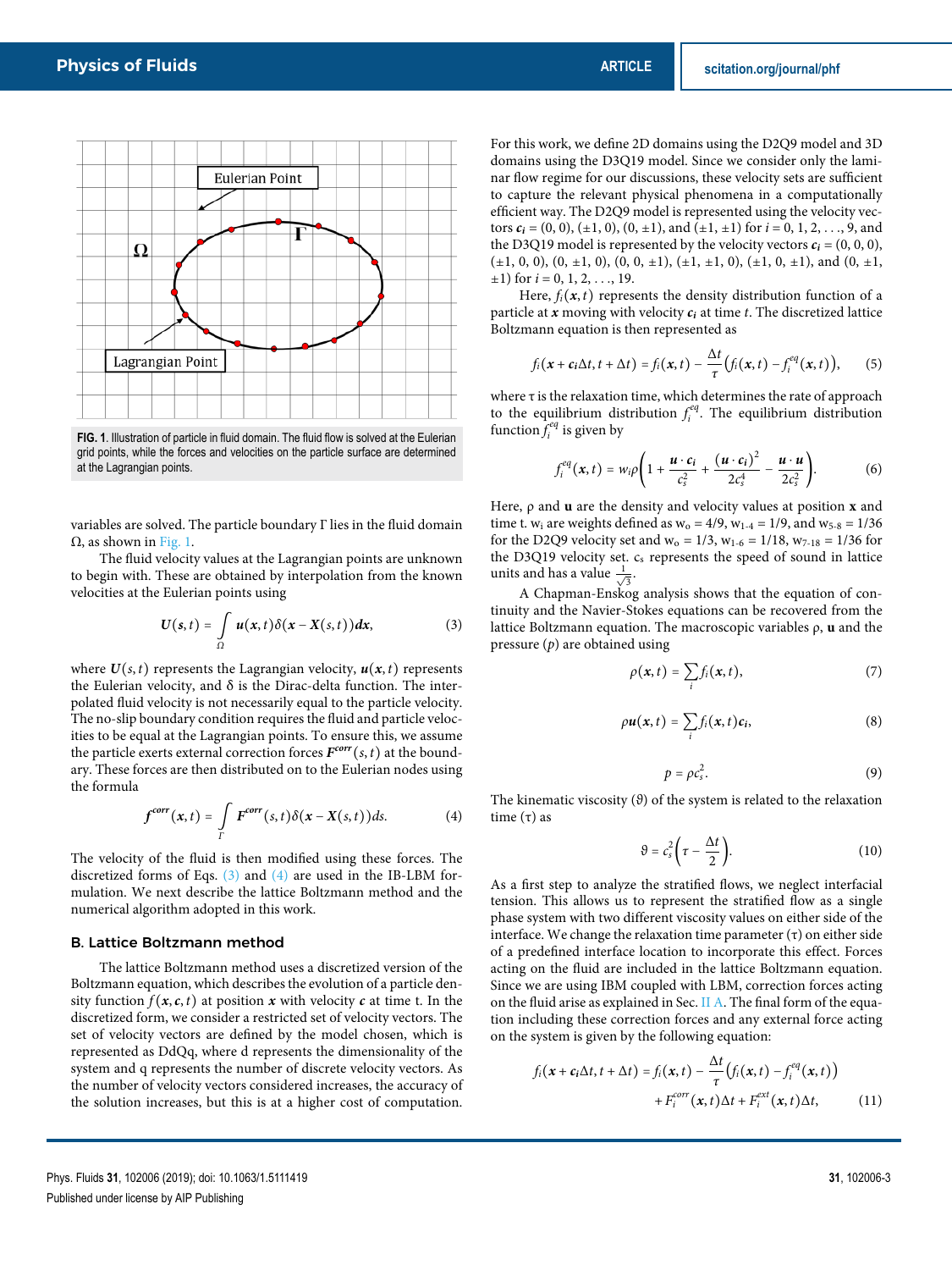FIG. 1. Illustration of particle in fluid domain. The fluid flow is solved at the Eulerian grid points, while the forces and velocities on the particle surface are determined at the Lagrangian points.

variables are solved. The particle boundary Γ lies in the fluid domain Ω, as shown in Fig. 1.

The fluid velocity values at the Lagrangian points are unknown to begin with. These are obtained by interpolation from the known velocities at the Eulerian points using

$$\boldsymbol{U}(\boldsymbol{s},t) = \int_{\Omega} \boldsymbol{u}(\boldsymbol{x},t)\delta(\boldsymbol{x} - \boldsymbol{X}(s,t))\boldsymbol{dx}, \tag{3}$$

where $\boldsymbol{U}(s,t)$ represents the Lagrangian velocity, $\boldsymbol{u}(\boldsymbol{x},t)$ represents the Eulerian velocity, and δ is the Dirac-delta function. The interpolated fluid velocity is not necessarily equal to the particle velocity. The no-slip boundary condition requires the fluid and particle velocities to be equal at the Lagrangian points. To ensure this, we assume the particle exerts external correction forces $\boldsymbol{F}^{corr}(s,t)$ at the boundary. These forces are then distributed on to the Eulerian nodes using the formula

$$\boldsymbol{f}^{corr}(\boldsymbol{x},t) = \int_{\Gamma} \boldsymbol{F}^{corr}(s,t)\delta(\boldsymbol{x} - \boldsymbol{X}(s,t))ds. \tag{4}$$

The velocity of the fluid is then modified using these forces. The discretized forms of Eqs. (3) and (4) are used in the IB-LBM formulation. We next describe the lattice Boltzmann method and the numerical algorithm adopted in this work.

### B. Lattice Boltzmann method

The lattice Boltzmann method uses a discretized version of the Boltzmann equation, which describes the evolution of a particle density function $f(\boldsymbol{x},\boldsymbol{c},t)$ at position $\boldsymbol{x}$ with velocity $\boldsymbol{c}$ at time t. In the discretized form, we consider a restricted set of velocity vectors. The set of velocity vectors are defined by the model chosen, which is represented as DdQq, where d represents the dimensionality of the system and q represents the number of discrete velocity vectors. As the number of velocity vectors considered increases, the accuracy of the solution increases, but this is at a higher cost of computation. For this work, we define 2D domains using the D2Q9 model and 3D domains using the D3Q19 model. Since we consider only the laminar flow regime for our discussions, these velocity sets are sufficient to capture the relevant physical phenomena in a computationally efficient way. The D2Q9 model is represented using the velocity vectors $\boldsymbol{c_i}$ = (0, 0), (±1, 0), (0, ±1), and (±1, ±1) for $i$ = 0, 1, 2, . . ., 9, and the D3Q19 model is represented by the velocity vectors $\boldsymbol{c_i}$ = (0, 0, 0), (±1, 0, 0), (0, ±1, 0), (0, 0, ±1), (±1, ±1, 0), (±1, 0, ±1), and (0, ±1, ±1) for $i$ = 0, 1, 2, . . ., 19.

Here, $f_i(\boldsymbol{x},t)$ represents the density distribution function of a particle at $\boldsymbol{x}$ moving with velocity $\boldsymbol{c_i}$ at time $t$. The discretized lattice Boltzmann equation is then represented as

$$f_i(\boldsymbol{x} + \boldsymbol{c_i}\Delta t, t + \Delta t) = f_i(\boldsymbol{x},t) - \frac{\Delta t}{\tau}\left(f_i(\boldsymbol{x},t) - f_i^{eq}(\boldsymbol{x},t)\right), \tag{5}$$

where τ is the relaxation time, which determines the rate of approach to the equilibrium distribution $f_i^{eq}$. The equilibrium distribution function $f_i^{eq}$ is given by

$$f_i^{eq}(\boldsymbol{x},t) = w_i\rho\left(1 + \frac{\boldsymbol{u}\cdot\boldsymbol{c_i}}{c_s^2} + \frac{(\boldsymbol{u}\cdot\boldsymbol{c_i})^2}{2c_s^4} - \frac{\boldsymbol{u}\cdot\boldsymbol{u}}{2c_s^2}\right). \tag{6}$$

Here, ρ and $\mathbf{u}$ are the density and velocity values at position $\mathbf{x}$ and time t. $w_i$ are weights defined as $w_o$ = 4/9, $w_{1\text{-}4}$ = 1/9, and $w_{5\text{-}8}$ = 1/36 for the D2Q9 velocity set and $w_o$ = 1/3, $w_{1\text{-}6}$ = 1/18, $w_{7\text{-}18}$ = 1/36 for the D3Q19 velocity set. $c_s$ represents the speed of sound in lattice units and has a value $\frac{1}{\sqrt{3}}$.

A Chapman-Enskog analysis shows that the equation of continuity and the Navier-Stokes equations can be recovered from the lattice Boltzmann equation. The macroscopic variables ρ, $\mathbf{u}$ and the pressure ($p$) are obtained using

$$\rho(\boldsymbol{x},t) = \sum_i f_i(\boldsymbol{x},t), \tag{7}$$

$$\rho\boldsymbol{u}(\boldsymbol{x},t) = \sum_i f_i(\boldsymbol{x},t)\boldsymbol{c_i}, \tag{8}$$

$$p = \rho c_s^2. \tag{9}$$

The kinematic viscosity (ϑ) of the system is related to the relaxation time (τ) as

$$\vartheta = c_s^2\left(\tau - \frac{\Delta t}{2}\right). \tag{10}$$

As a first step to analyze the stratified flows, we neglect interfacial tension. This allows us to represent the stratified flow as a single phase system with two different viscosity values on either side of the interface. We change the relaxation time parameter (τ) on either side of a predefined interface location to incorporate this effect. Forces acting on the fluid are included in the lattice Boltzmann equation. Since we are using IBM coupled with LBM, correction forces acting on the fluid arise as explained in Sec. II A. The final form of the equation including these correction forces and any external force acting on the system is given by the following equation:

$$f_i(\boldsymbol{x} + \boldsymbol{c_i}\Delta t, t + \Delta t) = f_i(\boldsymbol{x},t) - \frac{\Delta t}{\tau}\left(f_i(\boldsymbol{x},t) - f_i^{eq}(\boldsymbol{x},t)\right) + F_i^{corr}(\boldsymbol{x},t)\Delta t + F_i^{ext}(\boldsymbol{x},t)\Delta t, \tag{11}$$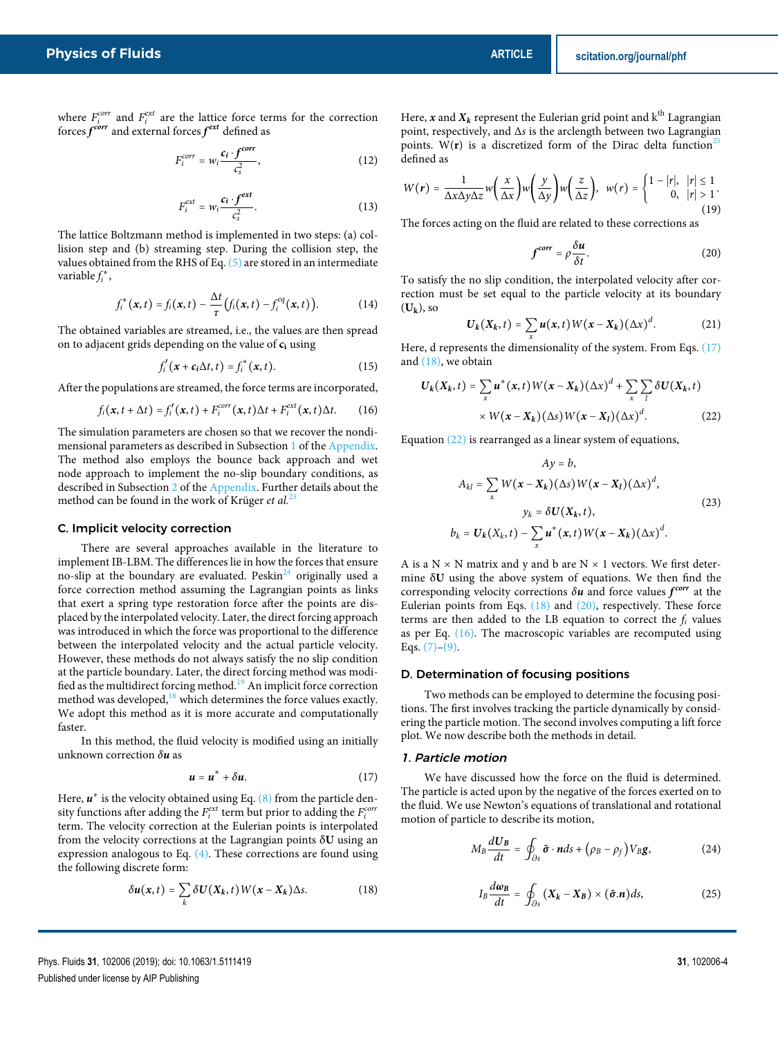where $F_i^{corr}$ and $F_i^{ext}$ are the lattice force terms for the correction forces $\boldsymbol{f^{corr}}$ and external forces $\boldsymbol{f^{ext}}$ defined as

$$F_i^{corr} = w_i \frac{\boldsymbol{c_i} \cdot \boldsymbol{f^{corr}}}{c_s^2}, \tag{12}$$

$$F_i^{ext} = w_i \frac{\boldsymbol{c_i} \cdot \boldsymbol{f^{ext}}}{c_s^2}. \tag{13}$$

The lattice Boltzmann method is implemented in two steps: (a) collision step and (b) streaming step. During the collision step, the values obtained from the RHS of Eq. (5) are stored in an intermediate variable $f_i^*$,

$$f_i^*(\boldsymbol{x}, t) = f_i(\boldsymbol{x}, t) - \frac{\Delta t}{\tau}\left(f_i(\boldsymbol{x}, t) - f_i^{eq}(\boldsymbol{x}, t)\right). \tag{14}$$

The obtained variables are streamed, i.e., the values are then spread on to adjacent grids depending on the value of $\mathbf{c_i}$ using

$$f_i'(\boldsymbol{x} + \boldsymbol{c_i}\Delta t, t) = f_i^*(\boldsymbol{x}, t). \tag{15}$$

After the populations are streamed, the force terms are incorporated,

$$f_i(\boldsymbol{x}, t + \Delta t) = f_i'(\boldsymbol{x}, t) + F_i^{corr}(\boldsymbol{x}, t)\Delta t + F_i^{ext}(\boldsymbol{x}, t)\Delta t. \tag{16}$$

The simulation parameters are chosen so that we recover the nondimensional parameters as described in Subsection 1 of the Appendix. The method also employs the bounce back approach and wet node approach to implement the no-slip boundary conditions, as described in Subsection 2 of the Appendix. Further details about the method can be found in the work of Krüger *et al.*[23]

### C. Implicit velocity correction

There are several approaches available in the literature to implement IB-LBM. The differences lie in how the forces that ensure no-slip at the boundary are evaluated. Peskin[24] originally used a force correction method assuming the Lagrangian points as links that exert a spring type restoration force after the points are displaced by the interpolated velocity. Later, the direct forcing approach was introduced in which the force was proportional to the difference between the interpolated velocity and the actual particle velocity. However, these methods do not always satisfy the no slip condition at the particle boundary. Later, the direct forcing method was modified as the multidirect forcing method.[19] An implicit force correction method was developed,[18] which determines the force values exactly. We adopt this method as it is more accurate and computationally faster.

In this method, the fluid velocity is modified using an initially unknown correction $\delta\boldsymbol{u}$ as

$$\boldsymbol{u} = \boldsymbol{u}^* + \delta\boldsymbol{u}. \tag{17}$$

Here, $\boldsymbol{u}^*$ is the velocity obtained using Eq. (8) from the particle density functions after adding the $F_i^{ext}$ term but prior to adding the $F_i^{corr}$ term. The velocity correction at the Eulerian points is interpolated from the velocity corrections at the Lagrangian points $\delta\mathbf{U}$ using an expression analogous to Eq. (4). These corrections are found using the following discrete form:

$$\delta\boldsymbol{u}(\boldsymbol{x}, t) = \sum_k \delta\boldsymbol{U}(\boldsymbol{X_k}, t) W(\boldsymbol{x} - \boldsymbol{X_k})\Delta s. \tag{18}$$

Here, $\boldsymbol{x}$ and $\boldsymbol{X_k}$ represent the Eulerian grid point and k$^{\text{th}}$ Lagrangian point, respectively, and $\Delta s$ is the arclength between two Lagrangian points. $W(\mathbf{r})$ is a discretized form of the Dirac delta function[25] defined as

$$W(\boldsymbol{r}) = \frac{1}{\Delta x \Delta y \Delta z} w\left(\frac{x}{\Delta x}\right) w\left(\frac{y}{\Delta y}\right) w\left(\frac{z}{\Delta z}\right), \quad w(r) = \begin{cases} 1 - |r|, & |r| \le 1 \\ 0, & |r| > 1 \end{cases}. \tag{19}$$

The forces acting on the fluid are related to these corrections as

$$\boldsymbol{f^{corr}} = \rho \frac{\delta \boldsymbol{u}}{\delta t}. \tag{20}$$

To satisfy the no slip condition, the interpolated velocity after correction must be set equal to the particle velocity at its boundary ($\mathbf{U_k}$), so

$$\boldsymbol{U_k}(\boldsymbol{X_k}, t) = \sum_x \boldsymbol{u}(\boldsymbol{x}, t) W(\boldsymbol{x} - \boldsymbol{X_k})(\Delta x)^d. \tag{21}$$

Here, d represents the dimensionality of the system. From Eqs. (17) and (18), we obtain

$$\boldsymbol{U_k}(\boldsymbol{X_k}, t) = \sum_x \boldsymbol{u}^*(\boldsymbol{x}, t) W(\boldsymbol{x} - \boldsymbol{X_k})(\Delta x)^d + \sum_x \sum_l \delta\boldsymbol{U}(\boldsymbol{X_k}, t) \times W(\boldsymbol{x} - \boldsymbol{X_k})(\Delta s) W(\boldsymbol{x} - \boldsymbol{X_l})(\Delta x)^d. \tag{22}$$

Equation (22) is rearranged as a linear system of equations,

$$\begin{gathered} Ay = b, \\ A_{kl} = \sum_x W(\boldsymbol{x} - \boldsymbol{X_k})(\Delta s) W(\boldsymbol{x} - \boldsymbol{X_l})(\Delta x)^d, \\ y_k = \delta\boldsymbol{U}(\boldsymbol{X_k}, t), \\ b_k = \boldsymbol{U_k}(X_k, t) - \sum_x \boldsymbol{u}^*(\boldsymbol{x}, t) W(\boldsymbol{x} - \boldsymbol{X_k})(\Delta x)^d. \end{gathered} \tag{23}$$

A is a N × N matrix and y and b are N × 1 vectors. We first determine $\delta\mathbf{U}$ using the above system of equations. We then find the corresponding velocity corrections $\delta\boldsymbol{u}$ and force values $\boldsymbol{f^{corr}}$ at the Eulerian points from Eqs. (18) and (20), respectively. These force terms are then added to the LB equation to correct the $f_i$ values as per Eq. (16). The macroscopic variables are recomputed using Eqs. (7)–(9).

### D. Determination of focusing positions

Two methods can be employed to determine the focusing positions. The first involves tracking the particle dynamically by considering the particle motion. The second involves computing a lift force plot. We now describe both the methods in detail.

#### *1. Particle motion*

We have discussed how the force on the fluid is determined. The particle is acted upon by the negative of the forces exerted on to the fluid. We use Newton's equations of translational and rotational motion of particle to describe its motion,

$$M_B \frac{d\boldsymbol{U_B}}{dt} = \oint_{\partial s} \tilde{\boldsymbol{\sigma}} \cdot \boldsymbol{n} ds + (\rho_B - \rho_f) V_B \boldsymbol{g}, \tag{24}$$

$$I_B \frac{d\boldsymbol{\omega_B}}{dt} = \oint_{\partial s} (\boldsymbol{X_k} - \boldsymbol{X_B}) \times (\tilde{\boldsymbol{\sigma}}.\boldsymbol{n}) ds, \tag{25}$$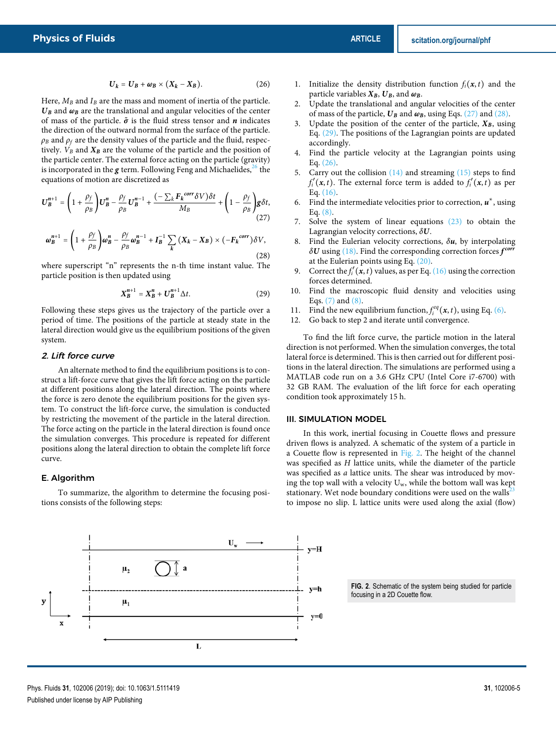$$U_k = U_B + \omega_B \times (X_k - X_B). \tag{26}$$

Here, $M_B$ and $I_B$ are the mass and moment of inertia of the particle. $U_B$ and $\omega_B$ are the translational and angular velocities of the center of mass of the particle. $\tilde{\sigma}$ is the fluid stress tensor and $n$ indicates the direction of the outward normal from the surface of the particle. $\rho_B$ and $\rho_f$ are the density values of the particle and the fluid, respectively. $V_B$ and $X_B$ are the volume of the particle and the position of the particle center. The external force acting on the particle (gravity) is incorporated in the $g$ term. Following Feng and Michaelides,[26] the equations of motion are discretized as

$$U_B^{n+1} = \left(1 + \frac{\rho_f}{\rho_B}\right) U_B^n - \frac{\rho_f}{\rho_B} U_B^{n-1} + \frac{\left(-\sum_k F_k^{corr} \delta V\right)\delta t}{M_B} + \left(1 - \frac{\rho_f}{\rho_B}\right) g \delta t, \tag{27}$$

$$\omega_B^{n+1} = \left(1 + \frac{\rho_f}{\rho_B}\right) \omega_B^n - \frac{\rho_f}{\rho_B} \omega_B^{n-1} + I_B^{-1} \sum_k (X_k - X_B) \times (-F_k^{corr}) \delta V, \tag{28}$$

where superscript "n" represents the n-th time instant value. The particle position is then updated using

$$X_B^{n+1} = X_B^n + U_B^{n+1} \Delta t. \tag{29}$$

Following these steps gives us the trajectory of the particle over a period of time. The positions of the particle at steady state in the lateral direction would give us the equilibrium positions of the given system.

### 2. Lift force curve

An alternate method to find the equilibrium positions is to construct a lift-force curve that gives the lift force acting on the particle at different positions along the lateral direction. The points where the force is zero denote the equilibrium positions for the given system. To construct the lift-force curve, the simulation is conducted by restricting the movement of the particle in the lateral direction. The force acting on the particle in the lateral direction is found once the simulation converges. This procedure is repeated for different positions along the lateral direction to obtain the complete lift force curve.

## E. Algorithm

To summarize, the algorithm to determine the focusing positions consists of the following steps:

1. Initialize the density distribution function $f_i(x, t)$ and the particle variables $X_B$, $U_B$, and $\omega_B$.
2. Update the translational and angular velocities of the center of mass of the particle, $U_B$ and $\omega_B$, using Eqs. (27) and (28).
3. Update the position of the center of the particle, $X_B$, using Eq. (29). The positions of the Lagrangian points are updated accordingly.
4. Find the particle velocity at the Lagrangian points using Eq. (26).
5. Carry out the collision (14) and streaming (15) steps to find $f_i'(x, t)$. The external force term is added to $f_i'(x, t)$ as per Eq. (16).
6. Find the intermediate velocities prior to correction, $u^*$, using Eq. (8).
7. Solve the system of linear equations (23) to obtain the Lagrangian velocity corrections, $\delta U$.
8. Find the Eulerian velocity corrections, $\delta u$, by interpolating $\delta U$ using (18). Find the corresponding correction forces $f^{corr}$ at the Eulerian points using Eq. (20).
9. Correct the $f_i'(x, t)$ values, as per Eq. (16) using the correction forces determined.
10. Find the macroscopic fluid density and velocities using Eqs. (7) and (8).
11. Find the new equilibrium function, $f_i^{eq}(x, t)$, using Eq. (6).
12. Go back to step 2 and iterate until convergence.

To find the lift force curve, the particle motion in the lateral direction is not performed. When the simulation converges, the total lateral force is determined. This is then carried out for different positions in the lateral direction. The simulations are performed using a MATLAB code run on a 3.6 GHz CPU (Intel Core i7-6700) with 32 GB RAM. The evaluation of the lift force for each operating condition took approximately 15 h.

# III. SIMULATION MODEL

In this work, inertial focusing in Couette flows and pressure driven flows is analyzed. A schematic of the system of a particle in a Couette flow is represented in Fig. 2. The height of the channel was specified as $H$ lattice units, while the diameter of the particle was specified as $a$ lattice units. The shear was introduced by moving the top wall with a velocity $U_w$, while the bottom wall was kept stationary. Wet node boundary conditions were used on the walls[23] to impose no slip. L lattice units were used along the axial (flow)

**FIG. 2.** Schematic of the system being studied for particle focusing in a 2D Couette flow.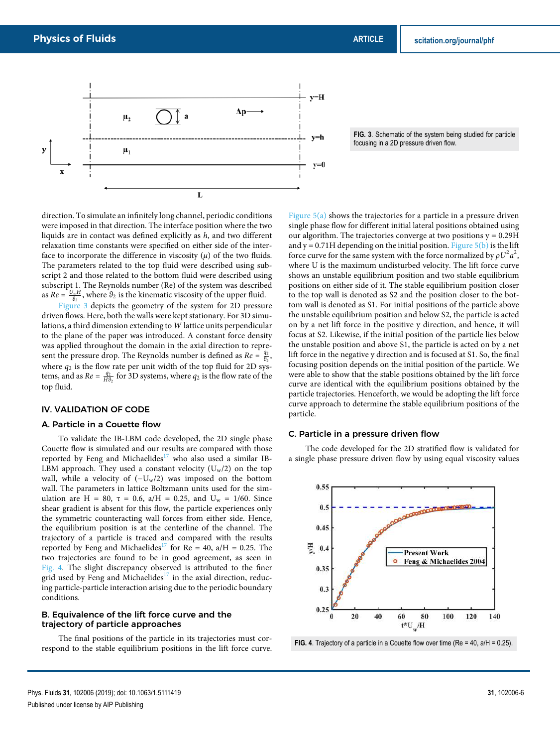FIG. 3. Schematic of the system being studied for particle focusing in a 2D pressure driven flow.

direction. To simulate an infinitely long channel, periodic conditions were imposed in that direction. The interface position where the two liquids are in contact was defined explicitly as $h$, and two different relaxation time constants were specified on either side of the interface to incorporate the difference in viscosity ($\mu$) of the two fluids. The parameters related to the top fluid were described using subscript 2 and those related to the bottom fluid were described using subscript 1. The Reynolds number (Re) of the system was described as $Re = \frac{U_w H}{\vartheta_2}$, where $\vartheta_2$ is the kinematic viscosity of the upper fluid.

Figure 3 depicts the geometry of the system for 2D pressure driven flows. Here, both the walls were kept stationary. For 3D simulations, a third dimension extending to $W$ lattice units perpendicular to the plane of the paper was introduced. A constant force density was applied throughout the domain in the axial direction to represent the pressure drop. The Reynolds number is defined as $Re = \frac{q_2}{\vartheta_2}$, where $q_2$ is the flow rate per unit width of the top fluid for 2D systems, and as $Re = \frac{q_2}{H\vartheta_2}$ for 3D systems, where $q_2$ is the flow rate of the top fluid.

## IV. VALIDATION OF CODE

### A. Particle in a Couette flow

To validate the IB-LBM code developed, the 2D single phase Couette flow is simulated and our results are compared with those reported by Feng and Michaelides[17] who also used a similar IB-LBM approach. They used a constant velocity ($U_w/2$) on the top wall, while a velocity of ($-U_w/2$) was imposed on the bottom wall. The parameters in lattice Boltzmann units used for the simulation are H = 80, τ = 0.6, a/H = 0.25, and $U_w$ = 1/60. Since shear gradient is absent for this flow, the particle experiences only the symmetric counteracting wall forces from either side. Hence, the equilibrium position is at the centerline of the channel. The trajectory of a particle is traced and compared with the results reported by Feng and Michaelides[17] for Re = 40, a/H = 0.25. The two trajectories are found to be in good agreement, as seen in Fig. 4. The slight discrepancy observed is attributed to the finer grid used by Feng and Michaelides[17] in the axial direction, reducing particle-particle interaction arising due to the periodic boundary conditions.

### B. Equivalence of the lift force curve and the trajectory of particle approaches

The final positions of the particle in its trajectories must correspond to the stable equilibrium positions in the lift force curve. Figure 5(a) shows the trajectories for a particle in a pressure driven single phase flow for different initial lateral positions obtained using our algorithm. The trajectories converge at two positions y = 0.29H and y = 0.71H depending on the initial position. Figure 5(b) is the lift force curve for the same system with the force normalized by $\rho U^2 a^2$, where U is the maximum undisturbed velocity. The lift force curve shows an unstable equilibrium position and two stable equilibrium positions on either side of it. The stable equilibrium position closer to the top wall is denoted as S2 and the position closer to the bottom wall is denoted as S1. For initial positions of the particle above the unstable equilibrium position and below S2, the particle is acted on by a net lift force in the positive y direction, and hence, it will focus at S2. Likewise, if the initial position of the particle lies below the unstable position and above S1, the particle is acted on by a net lift force in the negative y direction and is focused at S1. So, the final focusing position depends on the initial position of the particle. We were able to show that the stable positions obtained by the lift force curve are identical with the equilibrium positions obtained by the particle trajectories. Henceforth, we would be adopting the lift force curve approach to determine the stable equilibrium positions of the particle.

### C. Particle in a pressure driven flow

The code developed for the 2D stratified flow is validated for a single phase pressure driven flow by using equal viscosity values

FIG. 4. Trajectory of a particle in a Couette flow over time (Re = 40, a/H = 0.25).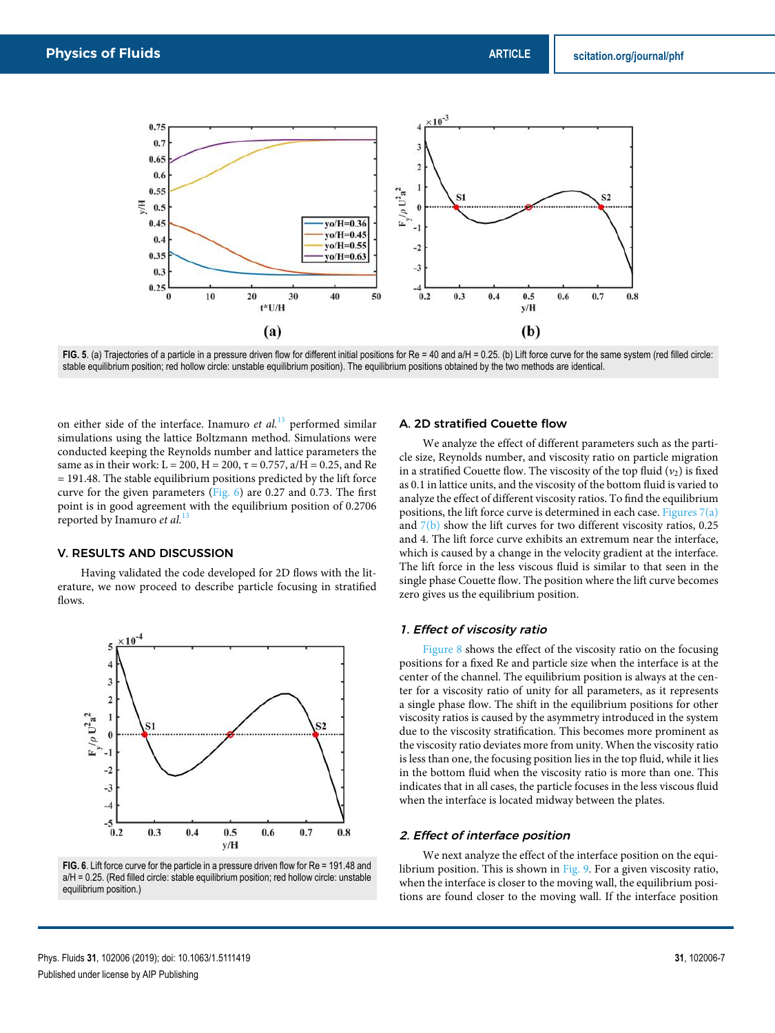FIG. 5. (a) Trajectories of a particle in a pressure driven flow for different initial positions for Re = 40 and a/H = 0.25. (b) Lift force curve for the same system (red filled circle: stable equilibrium position; red hollow circle: unstable equilibrium position). The equilibrium positions obtained by the two methods are identical.

on either side of the interface. Inamuro *et al.*[13] performed similar simulations using the lattice Boltzmann method. Simulations were conducted keeping the Reynolds number and lattice parameters the same as in their work: L = 200, H = 200, τ = 0.757, a/H = 0.25, and Re = 191.48. The stable equilibrium positions predicted by the lift force curve for the given parameters (Fig. 6) are 0.27 and 0.73. The first point is in good agreement with the equilibrium position of 0.2706 reported by Inamuro *et al.*[13]

## V. RESULTS AND DISCUSSION

Having validated the code developed for 2D flows with the literature, we now proceed to describe particle focusing in stratified flows.

FIG. 6. Lift force curve for the particle in a pressure driven flow for Re = 191.48 and a/H = 0.25. (Red filled circle: stable equilibrium position; red hollow circle: unstable equilibrium position.)

### A. 2D stratified Couette flow

We analyze the effect of different parameters such as the particle size, Reynolds number, and viscosity ratio on particle migration in a stratified Couette flow. The viscosity of the top fluid ($\nu_2$) is fixed as 0.1 in lattice units, and the viscosity of the bottom fluid is varied to analyze the effect of different viscosity ratios. To find the equilibrium positions, the lift force curve is determined in each case. Figures 7(a) and 7(b) show the lift curves for two different viscosity ratios, 0.25 and 4. The lift force curve exhibits an extremum near the interface, which is caused by a change in the velocity gradient at the interface. The lift force in the less viscous fluid is similar to that seen in the single phase Couette flow. The position where the lift curve becomes zero gives us the equilibrium position.

#### *1. Effect of viscosity ratio*

Figure 8 shows the effect of the viscosity ratio on the focusing positions for a fixed Re and particle size when the interface is at the center of the channel. The equilibrium position is always at the center for a viscosity ratio of unity for all parameters, as it represents a single phase flow. The shift in the equilibrium positions for other viscosity ratios is caused by the asymmetry introduced in the system due to the viscosity stratification. This becomes more prominent as the viscosity ratio deviates more from unity. When the viscosity ratio is less than one, the focusing position lies in the top fluid, while it lies in the bottom fluid when the viscosity ratio is more than one. This indicates that in all cases, the particle focuses in the less viscous fluid when the interface is located midway between the plates.

#### *2. Effect of interface position*

We next analyze the effect of the interface position on the equilibrium position. This is shown in Fig. 9. For a given viscosity ratio, when the interface is closer to the moving wall, the equilibrium positions are found closer to the moving wall. If the interface position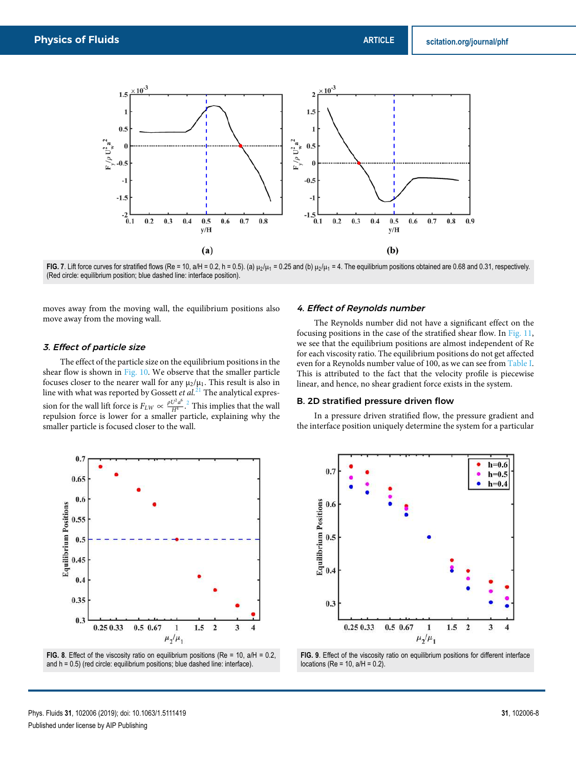FIG. 7. Lift force curves for stratified flows (Re = 10, a/H = 0.2, h = 0.5). (a) $\mu_2/\mu_1$ = 0.25 and (b) $\mu_2/\mu_1$ = 4. The equilibrium positions obtained are 0.68 and 0.31, respectively. (Red circle: equilibrium position; blue dashed line: interface position).

moves away from the moving wall, the equilibrium positions also move away from the moving wall.

### 3. Effect of particle size

The effect of the particle size on the equilibrium positions in the shear flow is shown in Fig. 10. We observe that the smaller particle focuses closer to the nearer wall for any $\mu_2/\mu_1$. This result is also in line with what was reported by Gossett *et al.*[21] The analytical expression for the wall lift force is $F_{LW} \propto \frac{\rho U^2 a^6}{H^4}$.[2] This implies that the wall repulsion force is lower for a smaller particle, explaining why the smaller particle is focused closer to the wall.

### 4. Effect of Reynolds number

The Reynolds number did not have a significant effect on the focusing positions in the case of the stratified shear flow. In Fig. 11, we see that the equilibrium positions are almost independent of Re for each viscosity ratio. The equilibrium positions do not get affected even for a Reynolds number value of 100, as we can see from Table I. This is attributed to the fact that the velocity profile is piecewise linear, and hence, no shear gradient force exists in the system.

## B. 2D stratified pressure driven flow

In a pressure driven stratified flow, the pressure gradient and the interface position uniquely determine the system for a particular

FIG. 8. Effect of the viscosity ratio on equilibrium positions (Re = 10, a/H = 0.2, and h = 0.5) (red circle: equilibrium positions; blue dashed line: interface).

FIG. 9. Effect of the viscosity ratio on equilibrium positions for different interface locations (Re = 10, a/H = 0.2).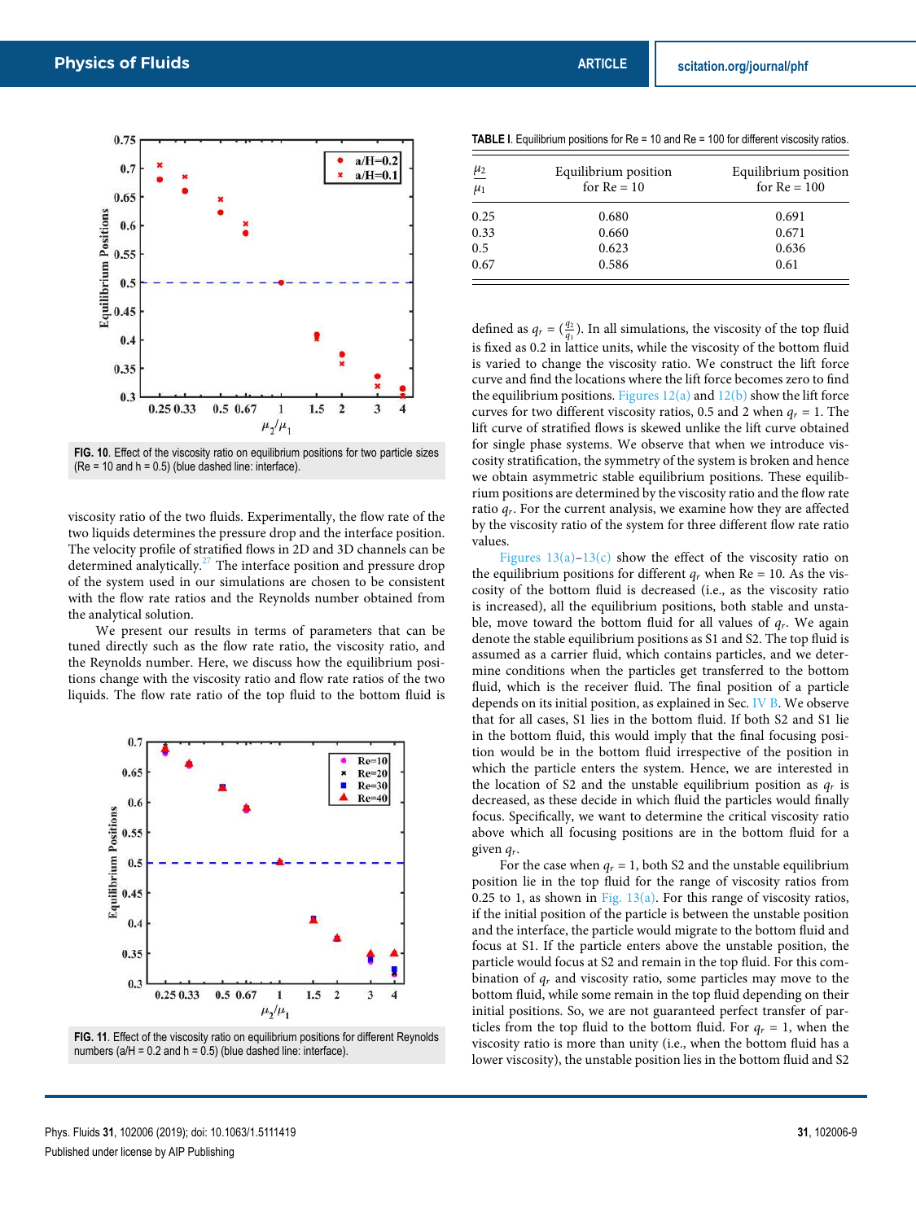FIG. 10. Effect of the viscosity ratio on equilibrium positions for two particle sizes (Re = 10 and h = 0.5) (blue dashed line: interface).

viscosity ratio of the two fluids. Experimentally, the flow rate of the two liquids determines the pressure drop and the interface position. The velocity profile of stratified flows in 2D and 3D channels can be determined analytically.[27] The interface position and pressure drop of the system used in our simulations are chosen to be consistent with the flow rate ratios and the Reynolds number obtained from the analytical solution.

We present our results in terms of parameters that can be tuned directly such as the flow rate ratio, the viscosity ratio, and the Reynolds number. Here, we discuss how the equilibrium positions change with the viscosity ratio and flow rate ratios of the two liquids. The flow rate ratio of the top fluid to the bottom fluid is defined as $q_r = (\frac{q_2}{q_1})$. In all simulations, the viscosity of the top fluid is fixed as 0.2 in lattice units, while the viscosity of the bottom fluid is varied to change the viscosity ratio. We construct the lift force curve and find the locations where the lift force becomes zero to find the equilibrium positions. Figures 12(a) and 12(b) show the lift force curves for two different viscosity ratios, 0.5 and 2 when $q_r = 1$. The lift curve of stratified flows is skewed unlike the lift curve obtained for single phase systems. We observe that when we introduce viscosity stratification, the symmetry of the system is broken and hence we obtain asymmetric stable equilibrium positions. These equilibrium positions are determined by the viscosity ratio and the flow rate ratio $q_r$. For the current analysis, we examine how they are affected by the viscosity ratio of the system for three different flow rate ratio values.

FIG. 11. Effect of the viscosity ratio on equilibrium positions for different Reynolds numbers (a/H = 0.2 and h = 0.5) (blue dashed line: interface).

TABLE I. Equilibrium positions for Re = 10 and Re = 100 for different viscosity ratios.

| $\frac{\mu_2}{\mu_1}$ | Equilibrium position for Re = 10 | Equilibrium position for Re = 100 |
|---|---|---|
| 0.25 | 0.680 | 0.691 |
| 0.33 | 0.660 | 0.671 |
| 0.5 | 0.623 | 0.636 |
| 0.67 | 0.586 | 0.61 |

Figures 13(a)–13(c) show the effect of the viscosity ratio on the equilibrium positions for different $q_r$ when Re = 10. As the viscosity of the bottom fluid is decreased (i.e., as the viscosity ratio is increased), all the equilibrium positions, both stable and unstable, move toward the bottom fluid for all values of $q_r$. We again denote the stable equilibrium positions as S1 and S2. The top fluid is assumed as a carrier fluid, which contains particles, and we determine conditions when the particles get transferred to the bottom fluid, which is the receiver fluid. The final position of a particle depends on its initial position, as explained in Sec. IV B. We observe that for all cases, S1 lies in the bottom fluid. If both S2 and S1 lie in the bottom fluid, this would imply that the final focusing position would be in the bottom fluid irrespective of the position in which the particle enters the system. Hence, we are interested in the location of S2 and the unstable equilibrium position as $q_r$ is decreased, as these decide in which fluid the particles would finally focus. Specifically, we want to determine the critical viscosity ratio above which all focusing positions are in the bottom fluid for a given $q_r$.

For the case when $q_r = 1$, both S2 and the unstable equilibrium position lie in the top fluid for the range of viscosity ratios from 0.25 to 1, as shown in Fig. 13(a). For this range of viscosity ratios, if the initial position of the particle is between the unstable position and the interface, the particle would migrate to the bottom fluid and focus at S1. If the particle enters above the unstable position, the particle would focus at S2 and remain in the top fluid. For this combination of $q_r$ and viscosity ratio, some particles may move to the bottom fluid, while some remain in the top fluid depending on their initial positions. So, we are not guaranteed perfect transfer of particles from the top fluid to the bottom fluid. For $q_r = 1$, when the viscosity ratio is more than unity (i.e., when the bottom fluid has a lower viscosity), the unstable position lies in the bottom fluid and S2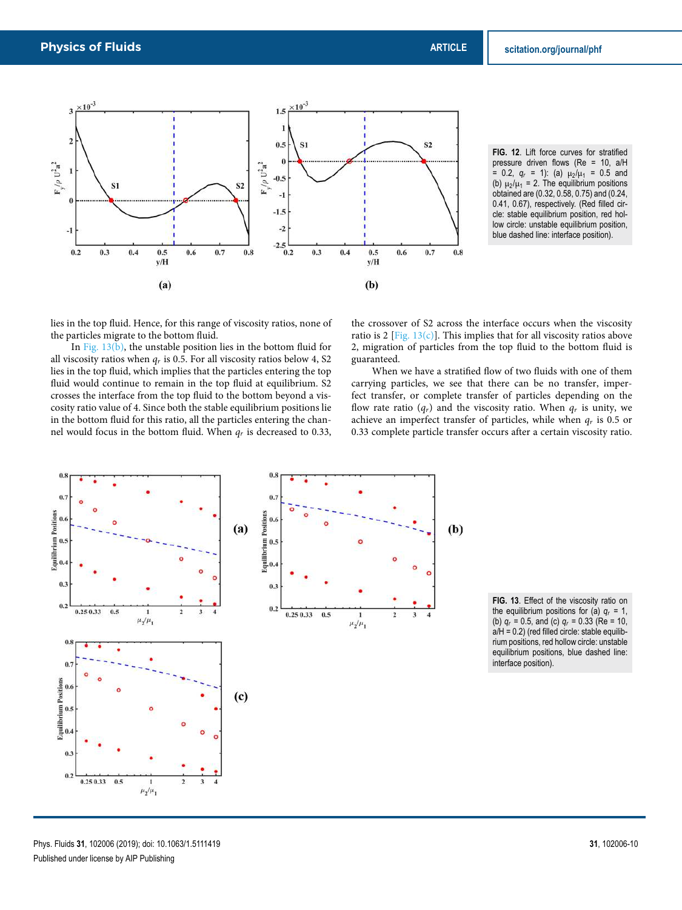FIG. 12. Lift force curves for stratified pressure driven flows (Re = 10, a/H = 0.2, $q_r$ = 1): (a) $\mu_2/\mu_1$ = 0.5 and (b) $\mu_2/\mu_1$ = 2. The equilibrium positions obtained are (0.32, 0.58, 0.75) and (0.24, 0.41, 0.67), respectively. (Red filled circle: stable equilibrium position, red hollow circle: unstable equilibrium position, blue dashed line: interface position).

lies in the top fluid. Hence, for this range of viscosity ratios, none of the particles migrate to the bottom fluid.

In Fig. 13(b), the unstable position lies in the bottom fluid for all viscosity ratios when $q_r$ is 0.5. For all viscosity ratios below 4, S2 lies in the top fluid, which implies that the particles entering the top fluid would continue to remain in the top fluid at equilibrium. S2 crosses the interface from the top fluid to the bottom beyond a viscosity ratio value of 4. Since both the stable equilibrium positions lie in the bottom fluid for this ratio, all the particles entering the channel would focus in the bottom fluid. When $q_r$ is decreased to 0.33, the crossover of S2 across the interface occurs when the viscosity ratio is 2 [Fig. 13(c)]. This implies that for all viscosity ratios above 2, migration of particles from the top fluid to the bottom fluid is guaranteed.

When we have a stratified flow of two fluids with one of them carrying particles, we see that there can be no transfer, imperfect transfer, or complete transfer of particles depending on the flow rate ratio ($q_r$) and the viscosity ratio. When $q_r$ is unity, we achieve an imperfect transfer of particles, while when $q_r$ is 0.5 or 0.33 complete particle transfer occurs after a certain viscosity ratio.

FIG. 13. Effect of the viscosity ratio on the equilibrium positions for (a) $q_r$ = 1, (b) $q_r$ = 0.5, and (c) $q_r$ = 0.33 (Re = 10, a/H = 0.2) (red filled circle: stable equilibrium positions, red hollow circle: unstable equilibrium positions, blue dashed line: interface position).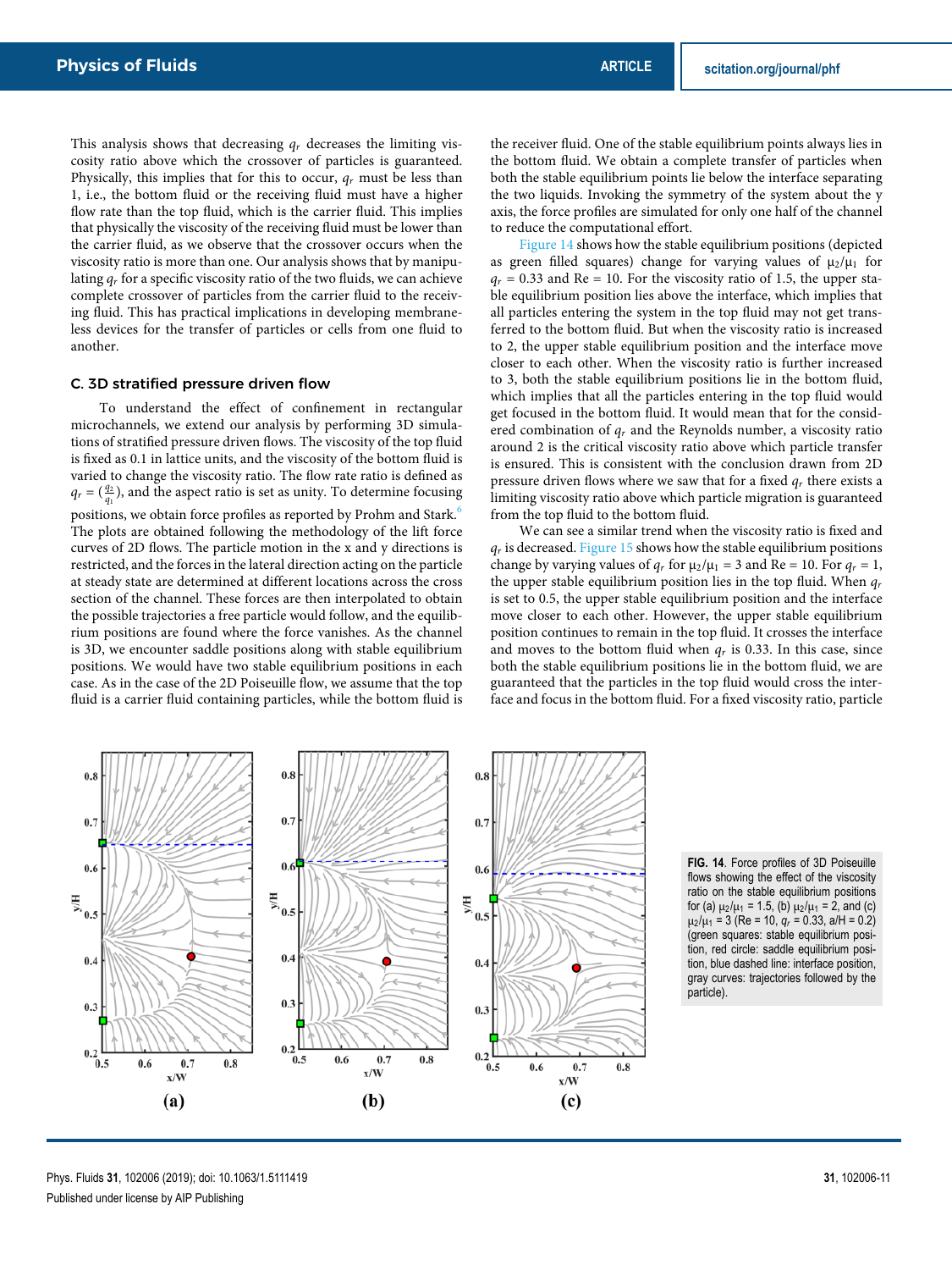This analysis shows that decreasing $q_r$ decreases the limiting viscosity ratio above which the crossover of particles is guaranteed. Physically, this implies that for this to occur, $q_r$ must be less than 1, i.e., the bottom fluid or the receiving fluid must have a higher flow rate than the top fluid, which is the carrier fluid. This implies that physically the viscosity of the receiving fluid must be lower than the carrier fluid, as we observe that the crossover occurs when the viscosity ratio is more than one. Our analysis shows that by manipulating $q_r$ for a specific viscosity ratio of the two fluids, we can achieve complete crossover of particles from the carrier fluid to the receiving fluid. This has practical implications in developing membraneless devices for the transfer of particles or cells from one fluid to another.

### C. 3D stratified pressure driven flow

To understand the effect of confinement in rectangular microchannels, we extend our analysis by performing 3D simulations of stratified pressure driven flows. The viscosity of the top fluid is fixed as 0.1 in lattice units, and the viscosity of the bottom fluid is varied to change the viscosity ratio. The flow rate ratio is defined as $q_r = \left(\frac{q_2}{q_1}\right)$, and the aspect ratio is set as unity. To determine focusing positions, we obtain force profiles as reported by Prohm and Stark.[6] The plots are obtained following the methodology of the lift force curves of 2D flows. The particle motion in the x and y directions is restricted, and the forces in the lateral direction acting on the particle at steady state are determined at different locations across the cross section of the channel. These forces are then interpolated to obtain the possible trajectories a free particle would follow, and the equilibrium positions are found where the force vanishes. As the channel is 3D, we encounter saddle positions along with stable equilibrium positions. We would have two stable equilibrium positions in each case. As in the case of the 2D Poiseuille flow, we assume that the top fluid is a carrier fluid containing particles, while the bottom fluid is the receiver fluid. One of the stable equilibrium points always lies in the bottom fluid. We obtain a complete transfer of particles when both the stable equilibrium points lie below the interface separating the two liquids. Invoking the symmetry of the system about the y axis, the force profiles are simulated for only one half of the channel to reduce the computational effort.

Figure 14 shows how the stable equilibrium positions (depicted as green filled squares) change for varying values of $\mu_2/\mu_1$ for $q_r = 0.33$ and Re = 10. For the viscosity ratio of 1.5, the upper stable equilibrium position lies above the interface, which implies that all particles entering the system in the top fluid may not get transferred to the bottom fluid. But when the viscosity ratio is increased to 2, the upper stable equilibrium position and the interface move closer to each other. When the viscosity ratio is further increased to 3, both the stable equilibrium positions lie in the bottom fluid, which implies that all the particles entering in the top fluid would get focused in the bottom fluid. It would mean that for the considered combination of $q_r$ and the Reynolds number, a viscosity ratio around 2 is the critical viscosity ratio above which particle transfer is ensured. This is consistent with the conclusion drawn from 2D pressure driven flows where we saw that for a fixed $q_r$ there exists a limiting viscosity ratio above which particle migration is guaranteed from the top fluid to the bottom fluid.

We can see a similar trend when the viscosity ratio is fixed and $q_r$ is decreased. Figure 15 shows how the stable equilibrium positions change by varying values of $q_r$ for $\mu_2/\mu_1 = 3$ and Re = 10. For $q_r = 1$, the upper stable equilibrium position lies in the top fluid. When $q_r$ is set to 0.5, the upper stable equilibrium position and the interface move closer to each other. However, the upper stable equilibrium position continues to remain in the top fluid. It crosses the interface and moves to the bottom fluid when $q_r$ is 0.33. In this case, since both the stable equilibrium positions lie in the bottom fluid, we are guaranteed that the particles in the top fluid would cross the interface and focus in the bottom fluid. For a fixed viscosity ratio, particle

**FIG. 14**. Force profiles of 3D Poiseuille flows showing the effect of the viscosity ratio on the stable equilibrium positions for (a) $\mu_2/\mu_1 = 1.5$, (b) $\mu_2/\mu_1 = 2$, and (c) $\mu_2/\mu_1 = 3$ (Re = 10, $q_r = 0.33$, a/H = 0.2) (green squares: stable equilibrium position, red circle: saddle equilibrium position, blue dashed line: interface position, gray curves: trajectories followed by the particle).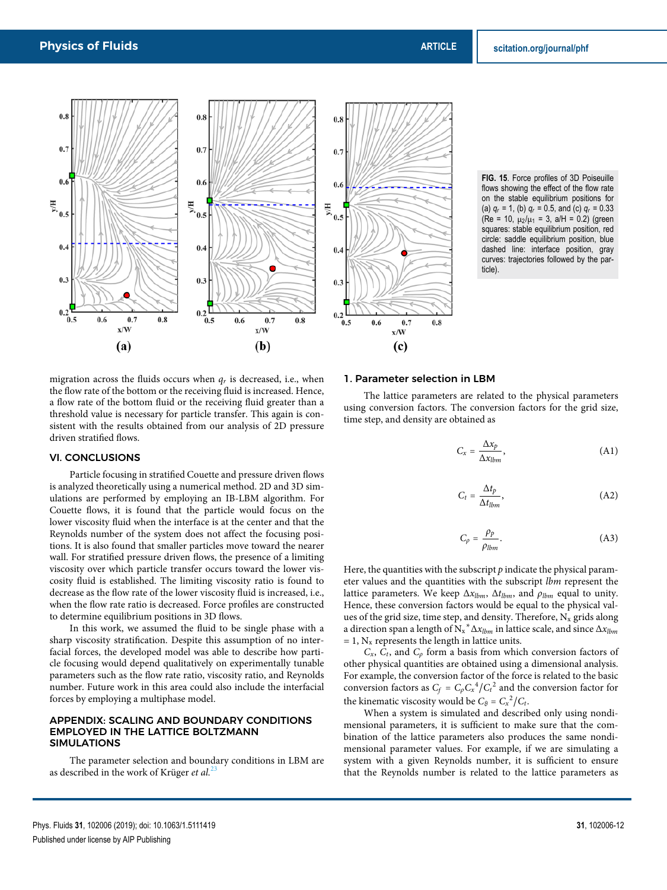FIG. 15. Force profiles of 3D Poiseuille flows showing the effect of the flow rate on the stable equilibrium positions for (a) $q_r$ = 1, (b) $q_r$ = 0.5, and (c) $q_r$ = 0.33 (Re = 10, $\mu_2/\mu_1$ = 3, a/H = 0.2) (green squares: stable equilibrium position, red circle: saddle equilibrium position, blue dashed line: interface position, gray curves: trajectories followed by the particle).

migration across the fluids occurs when $q_r$ is decreased, i.e., when the flow rate of the bottom or the receiving fluid is increased. Hence, a flow rate of the bottom fluid or the receiving fluid greater than a threshold value is necessary for particle transfer. This again is consistent with the results obtained from our analysis of 2D pressure driven stratified flows.

## VI. CONCLUSIONS

Particle focusing in stratified Couette and pressure driven flows is analyzed theoretically using a numerical method. 2D and 3D simulations are performed by employing an IB-LBM algorithm. For Couette flows, it is found that the particle would focus on the lower viscosity fluid when the interface is at the center and that the Reynolds number of the system does not affect the focusing positions. It is also found that smaller particles move toward the nearer wall. For stratified pressure driven flows, the presence of a limiting viscosity over which particle transfer occurs toward the lower viscosity fluid is established. The limiting viscosity ratio is found to decrease as the flow rate of the lower viscosity fluid is increased, i.e., when the flow rate ratio is decreased. Force profiles are constructed to determine equilibrium positions in 3D flows.

In this work, we assumed the fluid to be single phase with a sharp viscosity stratification. Despite this assumption of no interfacial forces, the developed model was able to describe how particle focusing would depend qualitatively on experimentally tunable parameters such as the flow rate ratio, viscosity ratio, and Reynolds number. Future work in this area could also include the interfacial forces by employing a multiphase model.

## APPENDIX: SCALING AND BOUNDARY CONDITIONS EMPLOYED IN THE LATTICE BOLTZMANN SIMULATIONS

The parameter selection and boundary conditions in LBM are as described in the work of Krüger *et al.*[23]

### 1. Parameter selection in LBM

The lattice parameters are related to the physical parameters using conversion factors. The conversion factors for the grid size, time step, and density are obtained as

$$C_x = \frac{\Delta x_p}{\Delta x_{lbm}}, \tag{A1}$$

$$C_t = \frac{\Delta t_p}{\Delta t_{lbm}}, \tag{A2}$$

$$C_\rho = \frac{\rho_p}{\rho_{lbm}}. \tag{A3}$$

Here, the quantities with the subscript $p$ indicate the physical parameter values and the quantities with the subscript $lbm$ represent the lattice parameters. We keep $\Delta x_{lbm}$, $\Delta t_{lbm}$, and $\rho_{lbm}$ equal to unity. Hence, these conversion factors would be equal to the physical values of the grid size, time step, and density. Therefore, $N_x$ grids along a direction span a length of $N_x{}^*\Delta x_{lbm}$ in lattice scale, and since $\Delta x_{lbm}$ = 1, $N_x$ represents the length in lattice units.

$C_x$, $C_t$, and $C_\rho$ form a basis from which conversion factors of other physical quantities are obtained using a dimensional analysis. For example, the conversion factor of the force is related to the basic conversion factors as $C_f = C_\rho C_x{}^4/C_t{}^2$ and the conversion factor for the kinematic viscosity would be $C_\vartheta = C_x{}^2/C_t$.

When a system is simulated and described only using nondimensional parameters, it is sufficient to make sure that the combination of the lattice parameters also produces the same nondimensional parameter values. For example, if we are simulating a system with a given Reynolds number, it is sufficient to ensure that the Reynolds number is related to the lattice parameters as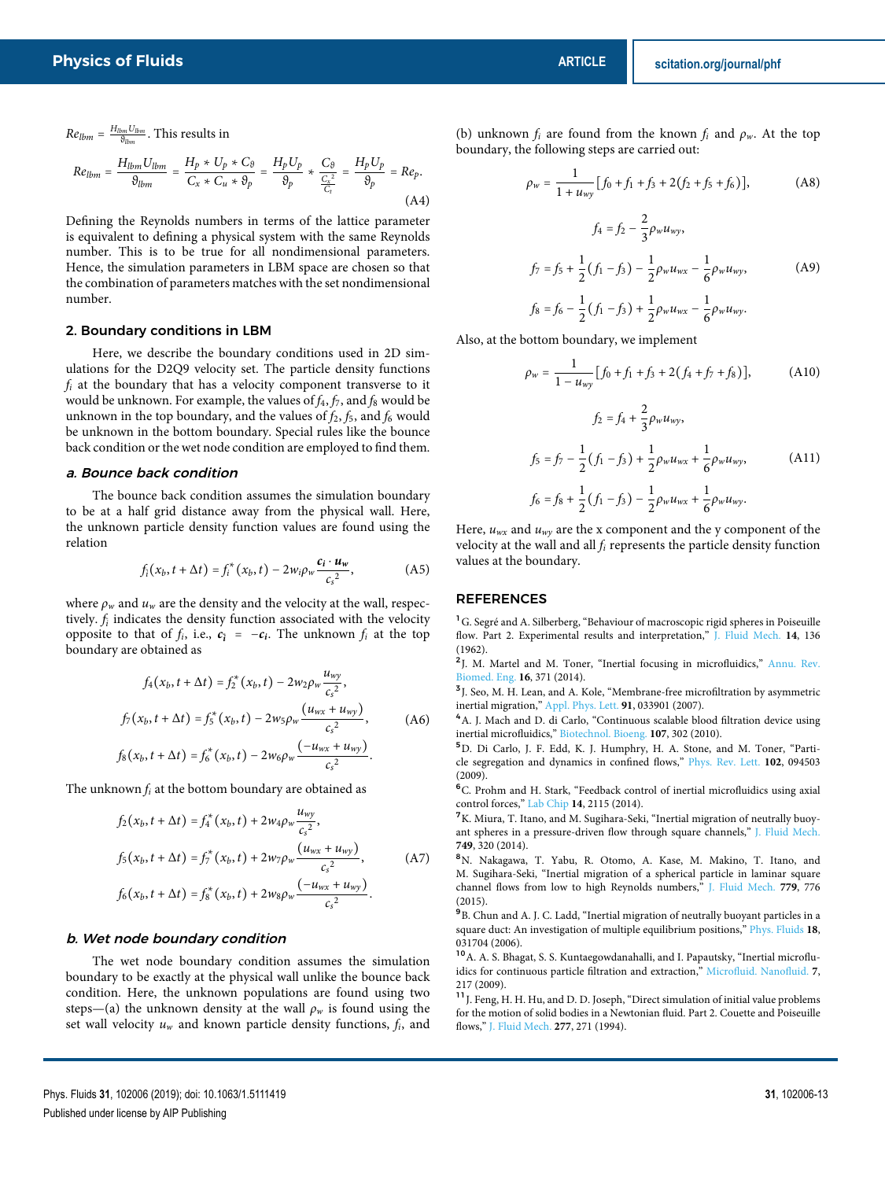$Re_{lbm} = \frac{H_{lbm} U_{lbm}}{\vartheta_{lbm}}$. This results in

$$Re_{lbm} = \frac{H_{lbm} U_{lbm}}{\vartheta_{lbm}} = \frac{H_p * U_p * C_\vartheta}{C_x * C_u * \vartheta_p} = \frac{H_p U_p}{\vartheta_p} * \frac{C_\vartheta}{\frac{C_x^2}{C_t}} = \frac{H_p U_p}{\vartheta_p} = Re_p. \tag{A4}$$

Defining the Reynolds numbers in terms of the lattice parameter is equivalent to defining a physical system with the same Reynolds number. This is to be true for all nondimensional parameters. Hence, the simulation parameters in LBM space are chosen so that the combination of parameters matches with the set nondimensional number.

### 2. Boundary conditions in LBM

Here, we describe the boundary conditions used in 2D simulations for the D2Q9 velocity set. The particle density functions $f_i$ at the boundary that has a velocity component transverse to it would be unknown. For example, the values of $f_4, f_7$, and $f_8$ would be unknown in the top boundary, and the values of $f_2, f_5$, and $f_6$ would be unknown in the bottom boundary. Special rules like the bounce back condition or the wet node condition are employed to find them.

#### *a. Bounce back condition*

The bounce back condition assumes the simulation boundary to be at a half grid distance away from the physical wall. Here, the unknown particle density function values are found using the relation

$$f_{\bar{i}}(x_b, t + \Delta t) = f_i^*(x_b, t) - 2 w_i \rho_w \frac{\boldsymbol{c_i} \cdot \boldsymbol{u_w}}{c_s^2}, \tag{A5}$$

where $\rho_w$ and $u_w$ are the density and the velocity at the wall, respectively. $f_{\bar{i}}$ indicates the density function associated with the velocity opposite to that of $f_i$, i.e., $\boldsymbol{c_{\bar{i}}} = -\boldsymbol{c_i}$. The unknown $f_i$ at the top boundary are obtained as

$$f_4(x_b, t + \Delta t) = f_2^*(x_b, t) - 2 w_2 \rho_w \frac{u_{wy}}{c_s^2},$$
$$f_7(x_b, t + \Delta t) = f_5^*(x_b, t) - 2 w_5 \rho_w \frac{(u_{wx} + u_{wy})}{c_s^2}, \tag{A6}$$
$$f_8(x_b, t + \Delta t) = f_6^*(x_b, t) - 2 w_6 \rho_w \frac{(-u_{wx} + u_{wy})}{c_s^2}.$$

The unknown $f_i$ at the bottom boundary are obtained as

$$f_2(x_b, t + \Delta t) = f_4^*(x_b, t) + 2 w_4 \rho_w \frac{u_{wy}}{c_s^2},$$
$$f_5(x_b, t + \Delta t) = f_7^*(x_b, t) + 2 w_7 \rho_w \frac{(u_{wx} + u_{wy})}{c_s^2}, \tag{A7}$$
$$f_6(x_b, t + \Delta t) = f_8^*(x_b, t) + 2 w_8 \rho_w \frac{(-u_{wx} + u_{wy})}{c_s^2}.$$

#### *b. Wet node boundary condition*

The wet node boundary condition assumes the simulation boundary to be exactly at the physical wall unlike the bounce back condition. Here, the unknown populations are found using two steps—(a) the unknown density at the wall $\rho_w$ is found using the set wall velocity $u_w$ and known particle density functions, $f_i$, and (b) unknown $f_i$ are found from the known $f_i$ and $\rho_w$. At the top boundary, the following steps are carried out:

$$\rho_w = \frac{1}{1 + u_{wy}} \left[ f_0 + f_1 + f_3 + 2(f_2 + f_5 + f_6) \right], \tag{A8}$$

$$f_4 = f_2 - \frac{2}{3} \rho_w u_{wy},$$
$$f_7 = f_5 + \frac{1}{2}(f_1 - f_3) - \frac{1}{2} \rho_w u_{wx} - \frac{1}{6} \rho_w u_{wy}, \tag{A9}$$
$$f_8 = f_6 - \frac{1}{2}(f_1 - f_3) + \frac{1}{2} \rho_w u_{wx} - \frac{1}{6} \rho_w u_{wy}.$$

Also, at the bottom boundary, we implement

$$\rho_w = \frac{1}{1 - u_{wy}} \left[ f_0 + f_1 + f_3 + 2(f_4 + f_7 + f_8) \right], \tag{A10}$$

$$f_2 = f_4 + \frac{2}{3} \rho_w u_{wy},$$
$$f_5 = f_7 - \frac{1}{2}(f_1 - f_3) + \frac{1}{2} \rho_w u_{wx} + \frac{1}{6} \rho_w u_{wy}, \tag{A11}$$
$$f_6 = f_8 + \frac{1}{2}(f_1 - f_3) - \frac{1}{2} \rho_w u_{wx} + \frac{1}{6} \rho_w u_{wy}.$$

Here, $u_{wx}$ and $u_{wy}$ are the x component and the y component of the velocity at the wall and all $f_i$ represents the particle density function values at the boundary.

## REFERENCES

[1] G. Segré and A. Silberberg, "Behaviour of macroscopic rigid spheres in Poiseuille flow. Part 2. Experimental results and interpretation," J. Fluid Mech. **14**, 136 (1962).

[2] J. M. Martel and M. Toner, "Inertial focusing in microfluidics," Annu. Rev. Biomed. Eng. **16**, 371 (2014).

[3] J. Seo, M. H. Lean, and A. Kole, "Membrane-free microfiltration by asymmetric inertial migration," Appl. Phys. Lett. **91**, 033901 (2007).

[4] A. J. Mach and D. di Carlo, "Continuous scalable blood filtration device using inertial microfluidics," Biotechnol. Bioeng. **107**, 302 (2010).

[5] D. Di Carlo, J. F. Edd, K. J. Humphry, H. A. Stone, and M. Toner, "Particle segregation and dynamics in confined flows," Phys. Rev. Lett. **102**, 094503 (2009).

[6] C. Prohm and H. Stark, "Feedback control of inertial microfluidics using axial control forces," Lab Chip **14**, 2115 (2014).

[7] K. Miura, T. Itano, and M. Sugihara-Seki, "Inertial migration of neutrally buoyant spheres in a pressure-driven flow through square channels," J. Fluid Mech. **749**, 320 (2014).

[8] N. Nakagawa, T. Yabu, R. Otomo, A. Kase, M. Makino, T. Itano, and M. Sugihara-Seki, "Inertial migration of a spherical particle in laminar square channel flows from low to high Reynolds numbers," J. Fluid Mech. **779**, 776 (2015).

[9] B. Chun and A. J. C. Ladd, "Inertial migration of neutrally buoyant particles in a square duct: An investigation of multiple equilibrium positions," Phys. Fluids **18**, 031704 (2006).

[10] A. A. S. Bhagat, S. S. Kuntaegowdanahalli, and I. Papautsky, "Inertial microfluidics for continuous particle filtration and extraction," Microfluid. Nanofluid. **7**, 217 (2009).

[11] J. Feng, H. H. Hu, and D. D. Joseph, "Direct simulation of initial value problems for the motion of solid bodies in a Newtonian fluid. Part 2. Couette and Poiseuille flows," J. Fluid Mech. **277**, 271 (1994).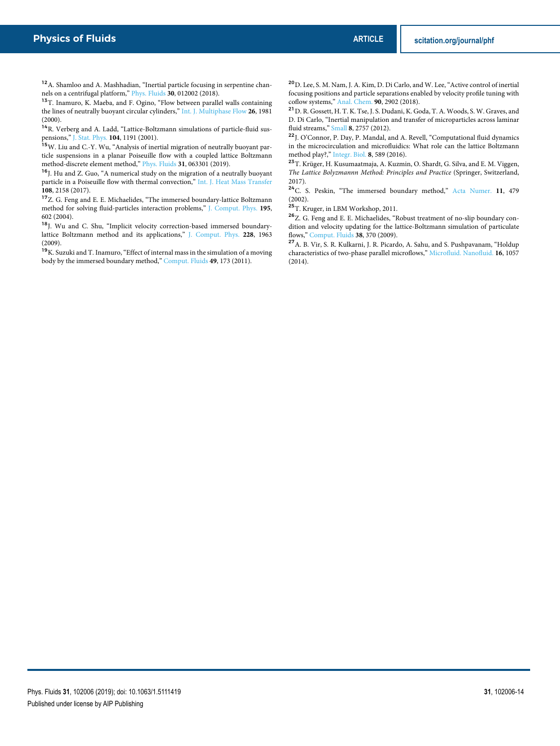[12] A. Shamloo and A. Mashhadian, "Inertial particle focusing in serpentine channels on a centrifugal platform," Phys. Fluids **30**, 012002 (2018).

[13] T. Inamuro, K. Maeba, and F. Ogino, "Flow between parallel walls containing the lines of neutrally buoyant circular cylinders," Int. J. Multiphase Flow **26**, 1981 (2000).

[14] R. Verberg and A. Ladd, "Lattice-Boltzmann simulations of particle-fluid suspensions," J. Stat. Phys. **104**, 1191 (2001).

[15] W. Liu and C.-Y. Wu, "Analysis of inertial migration of neutrally buoyant particle suspensions in a planar Poiseuille flow with a coupled lattice Boltzmann method-discrete element method," Phys. Fluids **31**, 063301 (2019).

[16] J. Hu and Z. Guo, "A numerical study on the migration of a neutrally buoyant particle in a Poiseuille flow with thermal convection," Int. J. Heat Mass Transfer **108**, 2158 (2017).

[17] Z. G. Feng and E. E. Michaelides, "The immersed boundary-lattice Boltzmann method for solving fluid-particles interaction problems," J. Comput. Phys. **195**, 602 (2004).

[18] J. Wu and C. Shu, "Implicit velocity correction-based immersed boundary-lattice Boltzmann method and its applications," J. Comput. Phys. **228**, 1963 (2009).

[19] K. Suzuki and T. Inamuro, "Effect of internal mass in the simulation of a moving body by the immersed boundary method," Comput. Fluids **49**, 173 (2011).

[20] D. Lee, S. M. Nam, J. A. Kim, D. Di Carlo, and W. Lee, "Active control of inertial focusing positions and particle separations enabled by velocity profile tuning with coflow systems," Anal. Chem. **90**, 2902 (2018).

[21] D. R. Gossett, H. T. K. Tse, J. S. Dudani, K. Goda, T. A. Woods, S. W. Graves, and D. Di Carlo, "Inertial manipulation and transfer of microparticles across laminar fluid streams," Small **8**, 2757 (2012).

[22] J. O'Connor, P. Day, P. Mandal, and A. Revell, "Computational fluid dynamics in the microcirculation and microfluidics: What role can the lattice Boltzmann method play?," Integr. Biol. **8**, 589 (2016).

[23] T. Krüger, H. Kusumaatmaja, A. Kuzmin, O. Shardt, G. Silva, and E. M. Viggen, *The Lattice Bolyzmannn Method: Principles and Practice* (Springer, Switzerland, 2017).

[24] C. S. Peskin, "The immersed boundary method," Acta Numer. **11**, 479 (2002).

[25] T. Kruger, in LBM Workshop, 2011.

[26] Z. G. Feng and E. E. Michaelides, "Robust treatment of no-slip boundary condition and velocity updating for the lattice-Boltzmann simulation of particulate flows," Comput. Fluids **38**, 370 (2009).

[27] A. B. Vir, S. R. Kulkarni, J. R. Picardo, A. Sahu, and S. Pushpavanam, "Holdup characteristics of two-phase parallel microflows," Microfluid. Nanofluid. **16**, 1057 (2014).